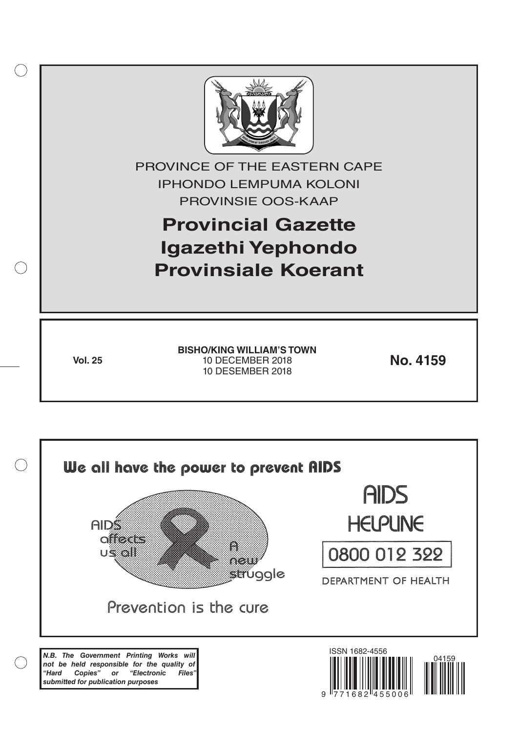PROVINCE OF THE EASTERN CAPE
IPHONDO LEMPUMA KOLONI
PROVINSIE OOS-KAAP

# Provincial Gazette
# Igazethi Yephondo
# Provinsiale Koerant

**Vol. 25**

**BISHO/KING WILLIAM'S TOWN**
10 DECEMBER 2018
10 DESEMBER 2018

**No. 4159**

We all have the power to prevent AIDS

AIDS affects us all

A new struggle

Prevention is the cure

AIDS HELPLINE

0800 012 322

DEPARTMENT OF HEALTH

***N.B. The Government Printing Works will not be held responsible for the quality of "Hard Copies" or "Electronic Files" submitted for publication purposes***

ISSN 1682-4556

9 771682 455006

04159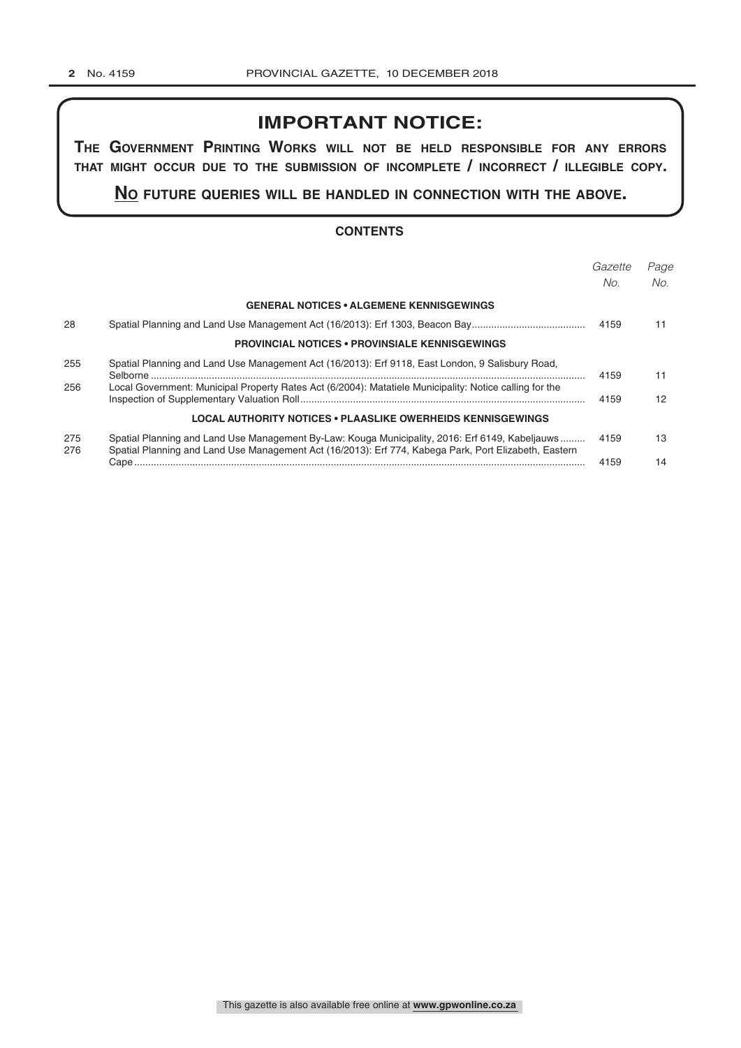## IMPORTANT NOTICE:

**The Government Printing Works will not be held responsible for any errors that might occur due to the submission of incomplete / incorrect / illegible copy.**

**No future queries will be handled in connection with the above.**

### CONTENTS

| | | Gazette No. | Page No. |
|---|---|---|---|
| | **GENERAL NOTICES • ALGEMENE KENNISGEWINGS** | | |
| 28 | Spatial Planning and Land Use Management Act (16/2013): Erf 1303, Beacon Bay | 4159 | 11 |
| | **PROVINCIAL NOTICES • PROVINSIALE KENNISGEWINGS** | | |
| 255 | Spatial Planning and Land Use Management Act (16/2013): Erf 9118, East London, 9 Salisbury Road, Selborne | 4159 | 11 |
| 256 | Local Government: Municipal Property Rates Act (6/2004): Matatiele Municipality: Notice calling for the Inspection of Supplementary Valuation Roll | 4159 | 12 |
| | **LOCAL AUTHORITY NOTICES • PLAASLIKE OWERHEIDS KENNISGEWINGS** | | |
| 275 | Spatial Planning and Land Use Management By-Law: Kouga Municipality, 2016: Erf 6149, Kabeljauws | 4159 | 13 |
| 276 | Spatial Planning and Land Use Management Act (16/2013): Erf 774, Kabega Park, Port Elizabeth, Eastern Cape | 4159 | 14 |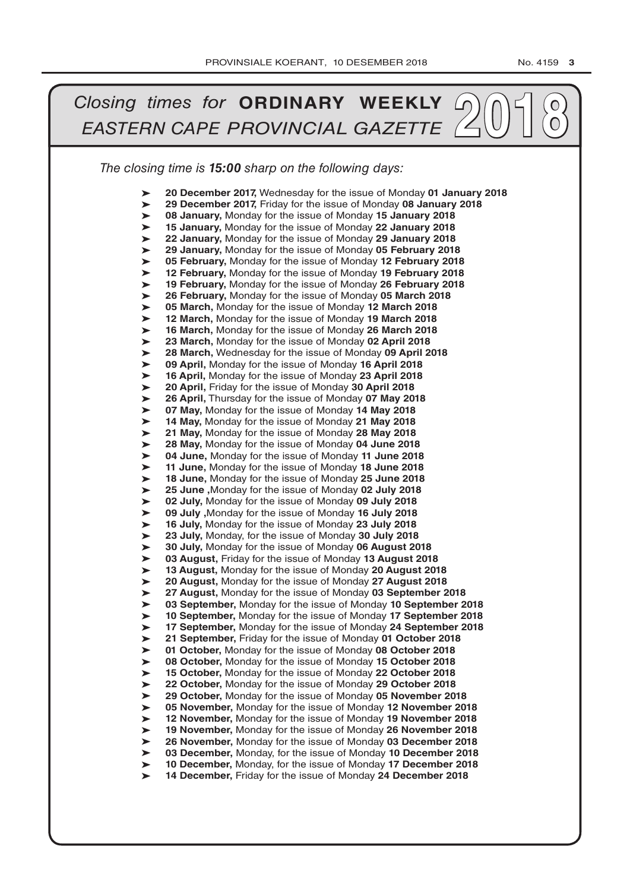# *Closing times for* **ORDINARY WEEKLY** *EASTERN CAPE PROVINCIAL GAZETTE* 2018

*The closing time is* ***15:00*** *sharp on the following days:*

- **20 December 2017,** Wednesday for the issue of Monday **01 January 2018**
- **29 December 2017,** Friday for the issue of Monday **08 January 2018**
- **08 January,** Monday for the issue of Monday **15 January 2018**
- **15 January,** Monday for the issue of Monday **22 January 2018**
- **22 January,** Monday for the issue of Monday **29 January 2018**
- **29 January,** Monday for the issue of Monday **05 February 2018**
- **05 February,** Monday for the issue of Monday **12 February 2018**
- **12 February,** Monday for the issue of Monday **19 February 2018**
- **19 February,** Monday for the issue of Monday **26 February 2018**
- **26 February,** Monday for the issue of Monday **05 March 2018**
- **05 March,** Monday for the issue of Monday **12 March 2018**
- **12 March,** Monday for the issue of Monday **19 March 2018**
- **16 March,** Monday for the issue of Monday **26 March 2018**
- **23 March,** Monday for the issue of Monday **02 April 2018**
- **28 March,** Wednesday for the issue of Monday **09 April 2018**
- **09 April,** Monday for the issue of Monday **16 April 2018**
- **16 April,** Monday for the issue of Monday **23 April 2018**
- **20 April,** Friday for the issue of Monday **30 April 2018**
- **26 April,** Thursday for the issue of Monday **07 May 2018**
- **07 May,** Monday for the issue of Monday **14 May 2018**
- **14 May,** Monday for the issue of Monday **21 May 2018**
- **21 May,** Monday for the issue of Monday **28 May 2018**
- **28 May,** Monday for the issue of Monday **04 June 2018**
- **04 June,** Monday for the issue of Monday **11 June 2018**
- **11 June,** Monday for the issue of Monday **18 June 2018**
- **18 June,** Monday for the issue of Monday **25 June 2018**
- **25 June ,**Monday for the issue of Monday **02 July 2018**
- **02 July,** Monday for the issue of Monday **09 July 2018**
- **09 July ,**Monday for the issue of Monday **16 July 2018**
- **16 July,** Monday for the issue of Monday **23 July 2018**
- **23 July,** Monday, for the issue of Monday **30 July 2018**
- **30 July,** Monday for the issue of Monday **06 August 2018**
- **03 August,** Friday for the issue of Monday **13 August 2018**
- **13 August,** Monday for the issue of Monday **20 August 2018**
- **20 August,** Monday for the issue of Monday **27 August 2018**
- **27 August,** Monday for the issue of Monday **03 September 2018**
- **03 September,** Monday for the issue of Monday **10 September 2018**
- **10 September,** Monday for the issue of Monday **17 September 2018**
- **17 September,** Monday for the issue of Monday **24 September 2018**
- **21 September,** Friday for the issue of Monday **01 October 2018**
- **01 October,** Monday for the issue of Monday **08 October 2018**
- **08 October,** Monday for the issue of Monday **15 October 2018**
- **15 October,** Monday for the issue of Monday **22 October 2018**
- **22 October,** Monday for the issue of Monday **29 October 2018**
- **29 October,** Monday for the issue of Monday **05 November 2018**
- **05 November,** Monday for the issue of Monday **12 November 2018**
- **12 November,** Monday for the issue of Monday **19 November 2018**
- **19 November,** Monday for the issue of Monday **26 November 2018**
- **26 November,** Monday for the issue of Monday **03 December 2018**
- **03 December,** Monday, for the issue of Monday **10 December 2018**
- **10 December,** Monday, for the issue of Monday **17 December 2018**
- **14 December,** Friday for the issue of Monday **24 December 2018**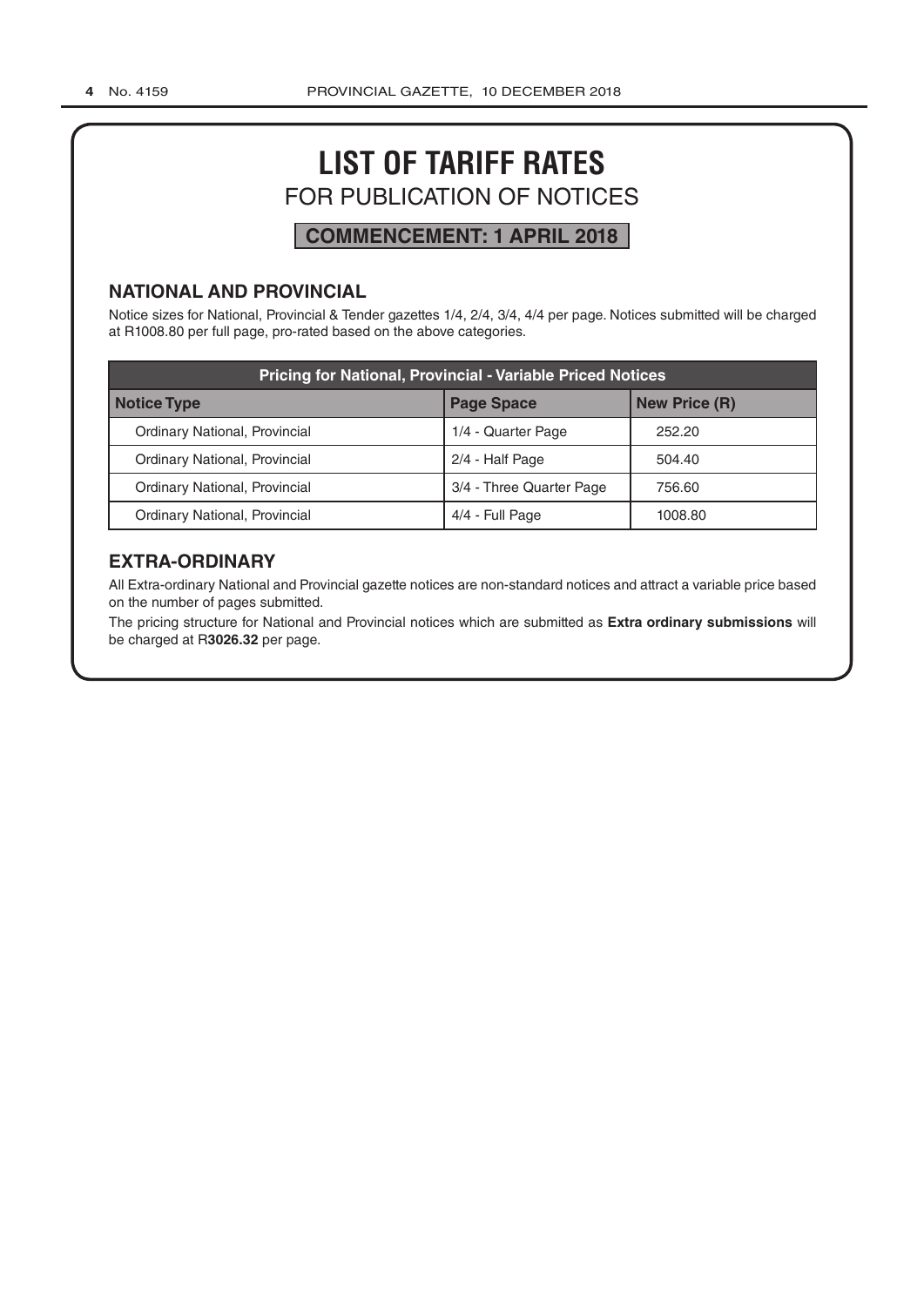# LIST OF TARIFF RATES

## FOR PUBLICATION OF NOTICES

**COMMENCEMENT: 1 APRIL 2018**

### NATIONAL AND PROVINCIAL

Notice sizes for National, Provincial & Tender gazettes 1/4, 2/4, 3/4, 4/4 per page. Notices submitted will be charged at R1008.80 per full page, pro-rated based on the above categories.

| Pricing for National, Provincial - Variable Priced Notices | | |
|---|---|---|
| **Notice Type** | **Page Space** | **New Price (R)** |
| Ordinary National, Provincial | 1/4 - Quarter Page | 252.20 |
| Ordinary National, Provincial | 2/4 - Half Page | 504.40 |
| Ordinary National, Provincial | 3/4 - Three Quarter Page | 756.60 |
| Ordinary National, Provincial | 4/4 - Full Page | 1008.80 |

### EXTRA-ORDINARY

All Extra-ordinary National and Provincial gazette notices are non-standard notices and attract a variable price based on the number of pages submitted.

The pricing structure for National and Provincial notices which are submitted as **Extra ordinary submissions** will be charged at R**3026.32** per page.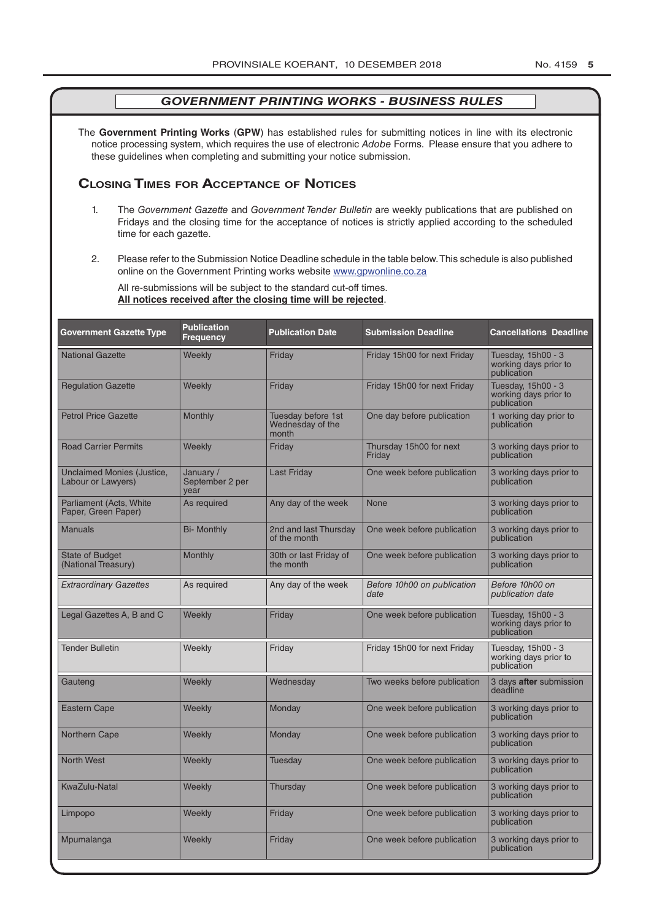## *GOVERNMENT PRINTING WORKS - BUSINESS RULES*

The **Government Printing Works** (**GPW**) has established rules for submitting notices in line with its electronic notice processing system, which requires the use of electronic *Adobe* Forms. Please ensure that you adhere to these guidelines when completing and submitting your notice submission.

### Closing Times for Acceptance of Notices

1. The *Government Gazette* and *Government Tender Bulletin* are weekly publications that are published on Fridays and the closing time for the acceptance of notices is strictly applied according to the scheduled time for each gazette.

2. Please refer to the Submission Notice Deadline schedule in the table below. This schedule is also published online on the Government Printing works website www.gpwonline.co.za

   All re-submissions will be subject to the standard cut-off times.
   **All notices received after the closing time will be rejected**.

| Government Gazette Type | Publication Frequency | Publication Date | Submission Deadline | Cancellations Deadline |
|---|---|---|---|---|
| National Gazette | Weekly | Friday | Friday 15h00 for next Friday | Tuesday, 15h00 - 3 working days prior to publication |
| Regulation Gazette | Weekly | Friday | Friday 15h00 for next Friday | Tuesday, 15h00 - 3 working days prior to publication |
| Petrol Price Gazette | Monthly | Tuesday before 1st Wednesday of the month | One day before publication | 1 working day prior to publication |
| Road Carrier Permits | Weekly | Friday | Thursday 15h00 for next Friday | 3 working days prior to publication |
| Unclaimed Monies (Justice, Labour or Lawyers) | January / September 2 per year | Last Friday | One week before publication | 3 working days prior to publication |
| Parliament (Acts, White Paper, Green Paper) | As required | Any day of the week | None | 3 working days prior to publication |
| Manuals | Bi- Monthly | 2nd and last Thursday of the month | One week before publication | 3 working days prior to publication |
| State of Budget (National Treasury) | Monthly | 30th or last Friday of the month | One week before publication | 3 working days prior to publication |
| *Extraordinary Gazettes* | As required | Any day of the week | *Before 10h00 on publication date* | *Before 10h00 on publication date* |
| Legal Gazettes A, B and C | Weekly | Friday | One week before publication | Tuesday, 15h00 - 3 working days prior to publication |
| Tender Bulletin | Weekly | Friday | Friday 15h00 for next Friday | Tuesday, 15h00 - 3 working days prior to publication |
| Gauteng | Weekly | Wednesday | Two weeks before publication | 3 days **after** submission deadline |
| Eastern Cape | Weekly | Monday | One week before publication | 3 working days prior to publication |
| Northern Cape | Weekly | Monday | One week before publication | 3 working days prior to publication |
| North West | Weekly | Tuesday | One week before publication | 3 working days prior to publication |
| KwaZulu-Natal | Weekly | Thursday | One week before publication | 3 working days prior to publication |
| Limpopo | Weekly | Friday | One week before publication | 3 working days prior to publication |
| Mpumalanga | Weekly | Friday | One week before publication | 3 working days prior to publication |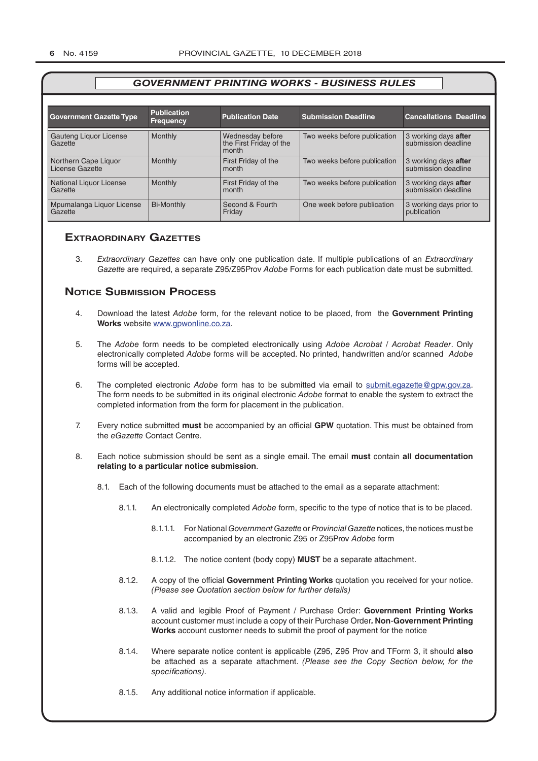## GOVERNMENT PRINTING WORKS - BUSINESS RULES

| Government Gazette Type | Publication Frequency | Publication Date | Submission Deadline | Cancellations Deadline |
|---|---|---|---|---|
| Gauteng Liquor License Gazette | Monthly | Wednesday before the First Friday of the month | Two weeks before publication | 3 working days **after** submission deadline |
| Northern Cape Liquor License Gazette | Monthly | First Friday of the month | Two weeks before publication | 3 working days **after** submission deadline |
| National Liquor License Gazette | Monthly | First Friday of the month | Two weeks before publication | 3 working days **after** submission deadline |
| Mpumalanga Liquor License Gazette | Bi-Monthly | Second & Fourth Friday | One week before publication | 3 working days prior to publication |

## Extraordinary Gazettes

3. *Extraordinary Gazettes* can have only one publication date. If multiple publications of an *Extraordinary Gazette* are required, a separate Z95/Z95Prov *Adobe* Forms for each publication date must be submitted.

## Notice Submission Process

4. Download the latest *Adobe* form, for the relevant notice to be placed, from the **Government Printing Works** website www.gpwonline.co.za.

5. The *Adobe* form needs to be completed electronically using *Adobe Acrobat* / *Acrobat Reader*. Only electronically completed *Adobe* forms will be accepted. No printed, handwritten and/or scanned *Adobe* forms will be accepted.

6. The completed electronic *Adobe* form has to be submitted via email to submit.egazette@gpw.gov.za. The form needs to be submitted in its original electronic *Adobe* format to enable the system to extract the completed information from the form for placement in the publication.

7. Every notice submitted **must** be accompanied by an official **GPW** quotation. This must be obtained from the *eGazette* Contact Centre.

8. Each notice submission should be sent as a single email. The email **must** contain **all documentation relating to a particular notice submission**.

    8.1. Each of the following documents must be attached to the email as a separate attachment:

        8.1.1. An electronically completed *Adobe* form, specific to the type of notice that is to be placed.

            8.1.1.1. For National *Government Gazette* or *Provincial Gazette* notices, the notices must be accompanied by an electronic Z95 or Z95Prov *Adobe* form

            8.1.1.2. The notice content (body copy) **MUST** be a separate attachment.

        8.1.2. A copy of the official **Government Printing Works** quotation you received for your notice. *(Please see Quotation section below for further details)*

        8.1.3. A valid and legible Proof of Payment / Purchase Order: **Government Printing Works** account customer must include a copy of their Purchase Order**. Non**-**Government Printing Works** account customer needs to submit the proof of payment for the notice

        8.1.4. Where separate notice content is applicable (Z95, Z95 Prov and TForm 3, it should **also** be attached as a separate attachment. *(Please see the Copy Section below, for the specifications)*.

        8.1.5. Any additional notice information if applicable.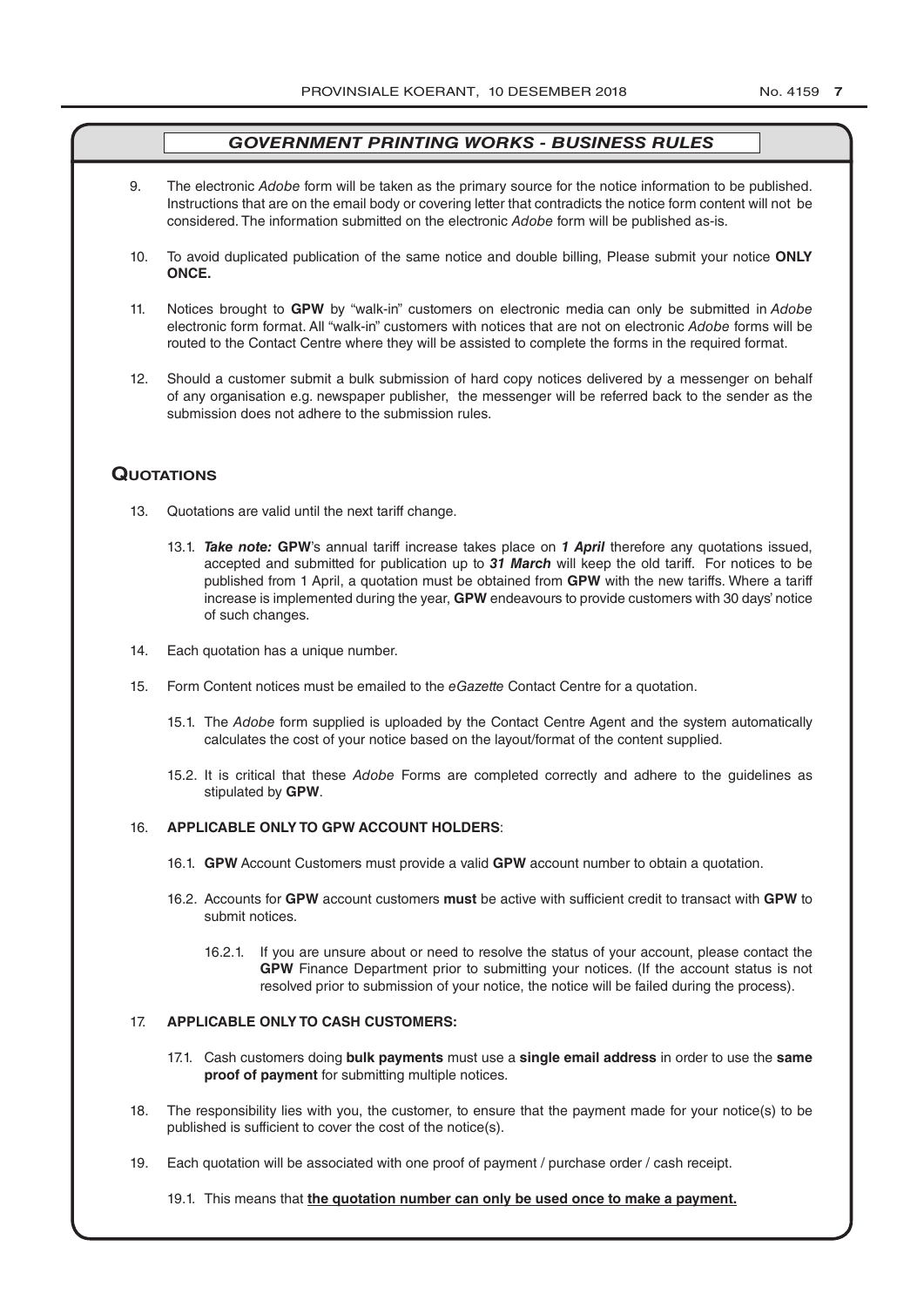## GOVERNMENT PRINTING WORKS - BUSINESS RULES

9. The electronic *Adobe* form will be taken as the primary source for the notice information to be published. Instructions that are on the email body or covering letter that contradicts the notice form content will not be considered. The information submitted on the electronic *Adobe* form will be published as-is.

10. To avoid duplicated publication of the same notice and double billing, Please submit your notice **ONLY ONCE.**

11. Notices brought to **GPW** by "walk-in" customers on electronic media can only be submitted in *Adobe* electronic form format. All "walk-in" customers with notices that are not on electronic *Adobe* forms will be routed to the Contact Centre where they will be assisted to complete the forms in the required format.

12. Should a customer submit a bulk submission of hard copy notices delivered by a messenger on behalf of any organisation e.g. newspaper publisher, the messenger will be referred back to the sender as the submission does not adhere to the submission rules.

## Quotations

13. Quotations are valid until the next tariff change.

    13.1. ***Take note:*** **GPW**'s annual tariff increase takes place on ***1 April*** therefore any quotations issued, accepted and submitted for publication up to ***31 March*** will keep the old tariff. For notices to be published from 1 April, a quotation must be obtained from **GPW** with the new tariffs. Where a tariff increase is implemented during the year, **GPW** endeavours to provide customers with 30 days' notice of such changes.

14. Each quotation has a unique number.

15. Form Content notices must be emailed to the *eGazette* Contact Centre for a quotation.

    15.1. The *Adobe* form supplied is uploaded by the Contact Centre Agent and the system automatically calculates the cost of your notice based on the layout/format of the content supplied.

    15.2. It is critical that these *Adobe* Forms are completed correctly and adhere to the guidelines as stipulated by **GPW**.

16. **APPLICABLE ONLY TO GPW ACCOUNT HOLDERS**:

    16.1. **GPW** Account Customers must provide a valid **GPW** account number to obtain a quotation.

    16.2. Accounts for **GPW** account customers **must** be active with sufficient credit to transact with **GPW** to submit notices.

    16.2.1. If you are unsure about or need to resolve the status of your account, please contact the **GPW** Finance Department prior to submitting your notices. (If the account status is not resolved prior to submission of your notice, the notice will be failed during the process).

17. **APPLICABLE ONLY TO CASH CUSTOMERS:**

    17.1. Cash customers doing **bulk payments** must use a **single email address** in order to use the **same proof of payment** for submitting multiple notices.

18. The responsibility lies with you, the customer, to ensure that the payment made for your notice(s) to be published is sufficient to cover the cost of the notice(s).

19. Each quotation will be associated with one proof of payment / purchase order / cash receipt.

    19.1. This means that **the quotation number can only be used once to make a payment.**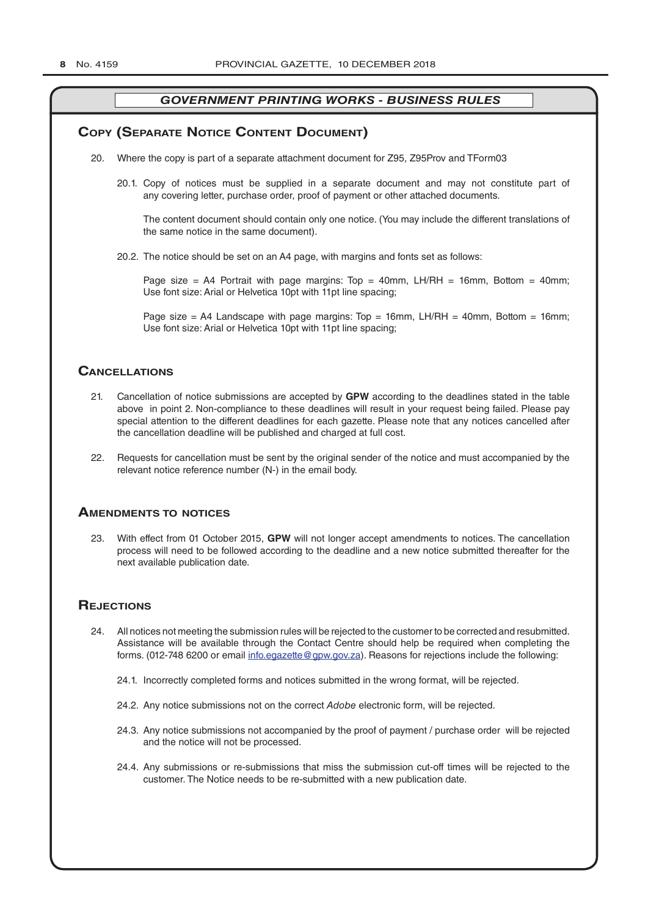## GOVERNMENT PRINTING WORKS - BUSINESS RULES

### Copy (Separate Notice Content Document)

20. Where the copy is part of a separate attachment document for Z95, Z95Prov and TForm03

    20.1. Copy of notices must be supplied in a separate document and may not constitute part of any covering letter, purchase order, proof of payment or other attached documents.

    The content document should contain only one notice. (You may include the different translations of the same notice in the same document).

    20.2. The notice should be set on an A4 page, with margins and fonts set as follows:

    Page size = A4 Portrait with page margins: Top = 40mm, LH/RH = 16mm, Bottom = 40mm; Use font size: Arial or Helvetica 10pt with 11pt line spacing;

    Page size = A4 Landscape with page margins: Top = 16mm, LH/RH = 40mm, Bottom = 16mm; Use font size: Arial or Helvetica 10pt with 11pt line spacing;

### Cancellations

21. Cancellation of notice submissions are accepted by **GPW** according to the deadlines stated in the table above in point 2. Non-compliance to these deadlines will result in your request being failed. Please pay special attention to the different deadlines for each gazette. Please note that any notices cancelled after the cancellation deadline will be published and charged at full cost.

22. Requests for cancellation must be sent by the original sender of the notice and must accompanied by the relevant notice reference number (N-) in the email body.

### Amendments to notices

23. With effect from 01 October 2015, **GPW** will not longer accept amendments to notices. The cancellation process will need to be followed according to the deadline and a new notice submitted thereafter for the next available publication date.

### Rejections

24. All notices not meeting the submission rules will be rejected to the customer to be corrected and resubmitted. Assistance will be available through the Contact Centre should help be required when completing the forms. (012-748 6200 or email info.egazette@gpw.gov.za). Reasons for rejections include the following:

    24.1. Incorrectly completed forms and notices submitted in the wrong format, will be rejected.

    24.2. Any notice submissions not on the correct *Adobe* electronic form, will be rejected.

    24.3. Any notice submissions not accompanied by the proof of payment / purchase order will be rejected and the notice will not be processed.

    24.4. Any submissions or re-submissions that miss the submission cut-off times will be rejected to the customer. The Notice needs to be re-submitted with a new publication date.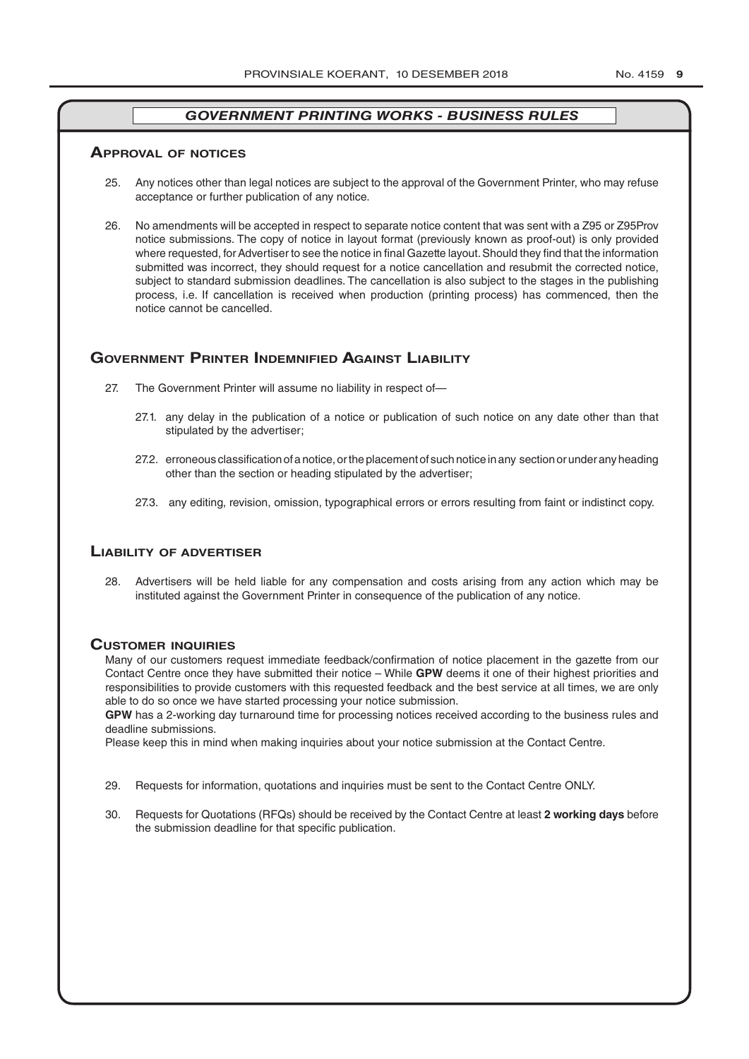## *GOVERNMENT PRINTING WORKS - BUSINESS RULES*

### Approval of notices

25. Any notices other than legal notices are subject to the approval of the Government Printer, who may refuse acceptance or further publication of any notice.

26. No amendments will be accepted in respect to separate notice content that was sent with a Z95 or Z95Prov notice submissions. The copy of notice in layout format (previously known as proof-out) is only provided where requested, for Advertiser to see the notice in final Gazette layout. Should they find that the information submitted was incorrect, they should request for a notice cancellation and resubmit the corrected notice, subject to standard submission deadlines. The cancellation is also subject to the stages in the publishing process, i.e. If cancellation is received when production (printing process) has commenced, then the notice cannot be cancelled.

### Government Printer Indemnified Against Liability

27. The Government Printer will assume no liability in respect of—

    27.1. any delay in the publication of a notice or publication of such notice on any date other than that stipulated by the advertiser;

    27.2. erroneous classification of a notice, or the placement of such notice in any section or under any heading other than the section or heading stipulated by the advertiser;

    27.3. any editing, revision, omission, typographical errors or errors resulting from faint or indistinct copy.

### Liability of advertiser

28. Advertisers will be held liable for any compensation and costs arising from any action which may be instituted against the Government Printer in consequence of the publication of any notice.

### Customer inquiries

Many of our customers request immediate feedback/confirmation of notice placement in the gazette from our Contact Centre once they have submitted their notice – While **GPW** deems it one of their highest priorities and responsibilities to provide customers with this requested feedback and the best service at all times, we are only able to do so once we have started processing your notice submission.

**GPW** has a 2-working day turnaround time for processing notices received according to the business rules and deadline submissions.

Please keep this in mind when making inquiries about your notice submission at the Contact Centre.

29. Requests for information, quotations and inquiries must be sent to the Contact Centre ONLY.

30. Requests for Quotations (RFQs) should be received by the Contact Centre at least **2 working days** before the submission deadline for that specific publication.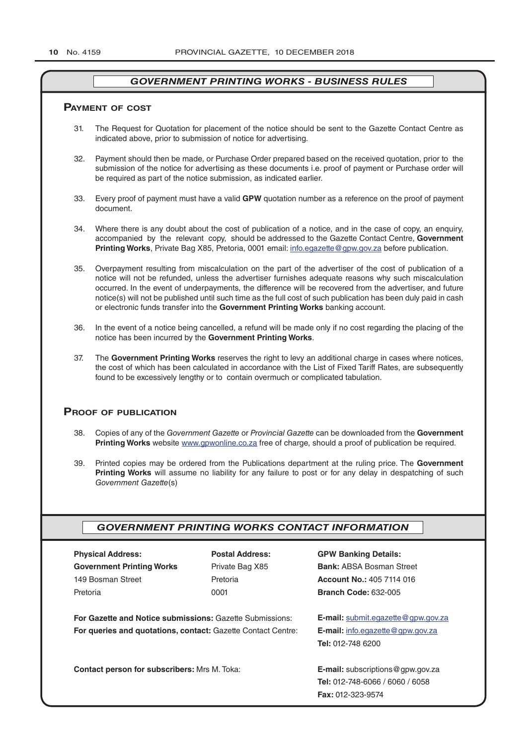## GOVERNMENT PRINTING WORKS - BUSINESS RULES

### Payment of cost

31. The Request for Quotation for placement of the notice should be sent to the Gazette Contact Centre as indicated above, prior to submission of notice for advertising.

32. Payment should then be made, or Purchase Order prepared based on the received quotation, prior to the submission of the notice for advertising as these documents i.e. proof of payment or Purchase order will be required as part of the notice submission, as indicated earlier.

33. Every proof of payment must have a valid **GPW** quotation number as a reference on the proof of payment document.

34. Where there is any doubt about the cost of publication of a notice, and in the case of copy, an enquiry, accompanied by the relevant copy, should be addressed to the Gazette Contact Centre, **Government Printing Works**, Private Bag X85, Pretoria, 0001 email: info.egazette@gpw.gov.za before publication.

35. Overpayment resulting from miscalculation on the part of the advertiser of the cost of publication of a notice will not be refunded, unless the advertiser furnishes adequate reasons why such miscalculation occurred. In the event of underpayments, the difference will be recovered from the advertiser, and future notice(s) will not be published until such time as the full cost of such publication has been duly paid in cash or electronic funds transfer into the **Government Printing Works** banking account.

36. In the event of a notice being cancelled, a refund will be made only if no cost regarding the placing of the notice has been incurred by the **Government Printing Works**.

37. The **Government Printing Works** reserves the right to levy an additional charge in cases where notices, the cost of which has been calculated in accordance with the List of Fixed Tariff Rates, are subsequently found to be excessively lengthy or to contain overmuch or complicated tabulation.

### Proof of publication

38. Copies of any of the *Government Gazette* or *Provincial Gazette* can be downloaded from the **Government Printing Works** website www.gpwonline.co.za free of charge, should a proof of publication be required.

39. Printed copies may be ordered from the Publications department at the ruling price. The **Government Printing Works** will assume no liability for any failure to post or for any delay in despatching of such *Government Gazette*(s)

## GOVERNMENT PRINTING WORKS CONTACT INFORMATION

**Physical Address:**
**Government Printing Works**
149 Bosman Street
Pretoria

**Postal Address:**
Private Bag X85
Pretoria
0001

**GPW Banking Details:**
**Bank:** ABSA Bosman Street
**Account No.:** 405 7114 016
**Branch Code:** 632-005

**For Gazette and Notice submissions:** Gazette Submissions: **E-mail:** submit.egazette@gpw.gov.za

**For queries and quotations, contact:** Gazette Contact Centre: **E-mail:** info.egazette@gpw.gov.za
**Tel:** 012-748 6200

**Contact person for subscribers:** Mrs M. Toka: **E-mail:** subscriptions@gpw.gov.za
**Tel:** 012-748-6066 / 6060 / 6058
**Fax:** 012-323-9574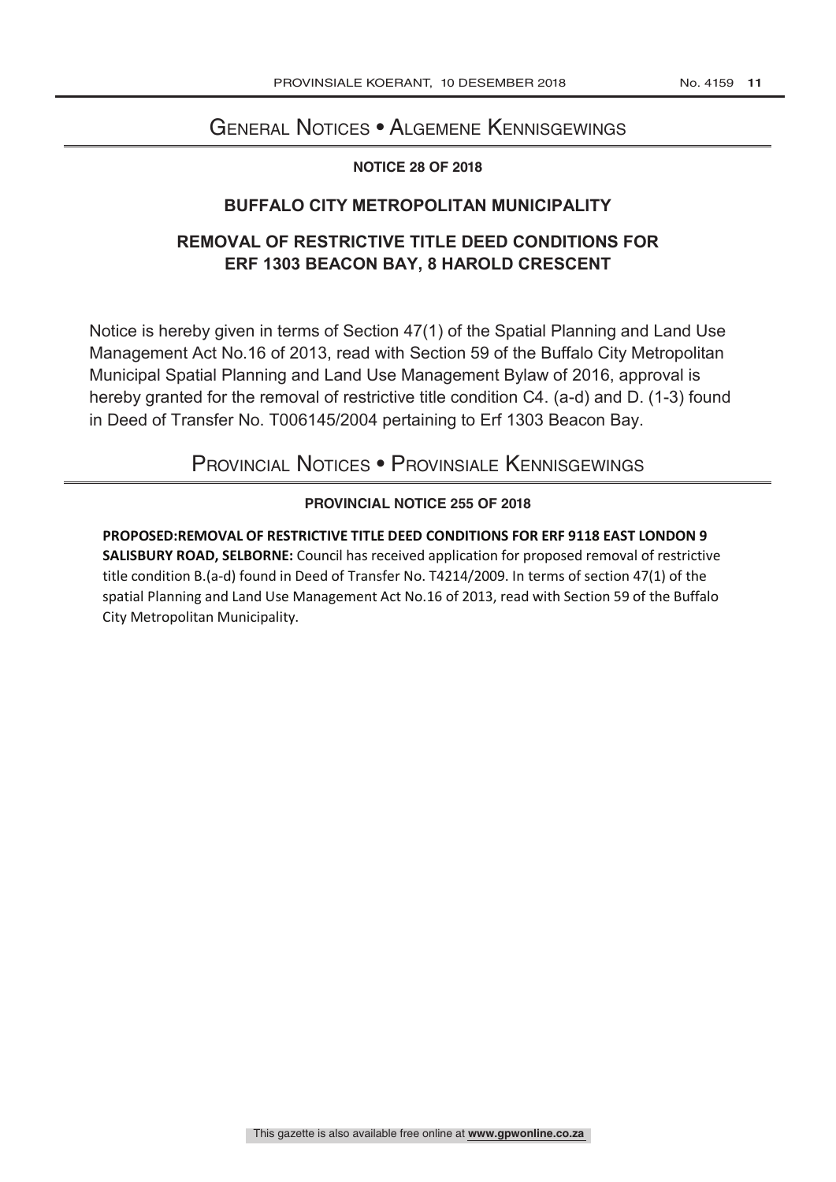# General Notices • Algemene Kennisgewings

### NOTICE 28 OF 2018

## BUFFALO CITY METROPOLITAN MUNICIPALITY

## REMOVAL OF RESTRICTIVE TITLE DEED CONDITIONS FOR ERF 1303 BEACON BAY, 8 HAROLD CRESCENT

Notice is hereby given in terms of Section 47(1) of the Spatial Planning and Land Use Management Act No.16 of 2013, read with Section 59 of the Buffalo City Metropolitan Municipal Spatial Planning and Land Use Management Bylaw of 2016, approval is hereby granted for the removal of restrictive title condition C4. (a-d) and D. (1-3) found in Deed of Transfer No. T006145/2004 pertaining to Erf 1303 Beacon Bay.

# Provincial Notices • Provinsiale Kennisgewings

### PROVINCIAL NOTICE 255 OF 2018

**PROPOSED:REMOVAL OF RESTRICTIVE TITLE DEED CONDITIONS FOR ERF 9118 EAST LONDON 9 SALISBURY ROAD, SELBORNE:** Council has received application for proposed removal of restrictive title condition B.(a-d) found in Deed of Transfer No. T4214/2009. In terms of section 47(1) of the spatial Planning and Land Use Management Act No.16 of 2013, read with Section 59 of the Buffalo City Metropolitan Municipality.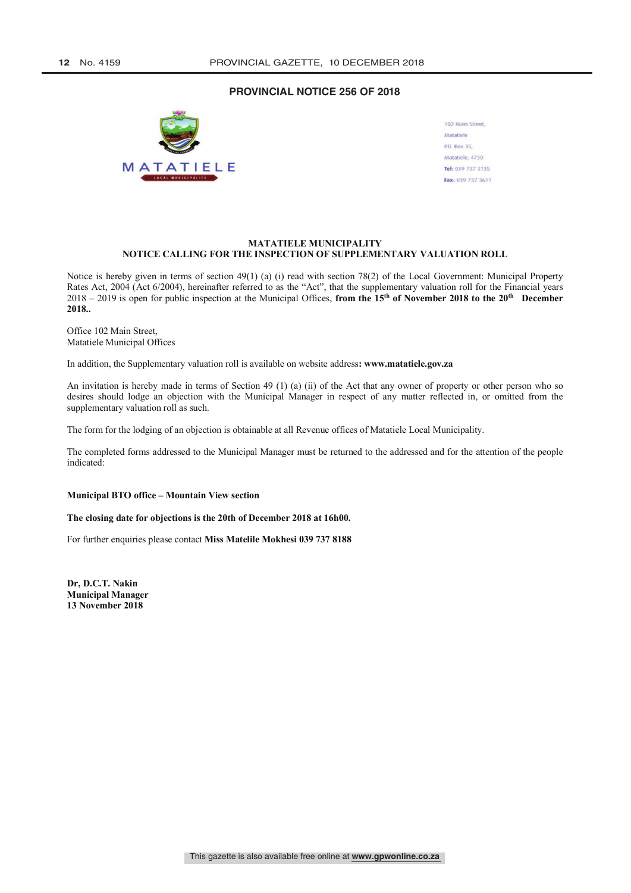## PROVINCIAL NOTICE 256 OF 2018

MATATIELE
LOCAL MUNICIPALITY

102 Main Street,
Matatiele
P.O. Box 35,
Matatiele, 4730
Tel: 039 737 3135
Fax: 039 737 3611

### MATATIELE MUNICIPALITY
### NOTICE CALLING FOR THE INSPECTION OF SUPPLEMENTARY VALUATION ROLL

Notice is hereby given in terms of section 49(1) (a) (i) read with section 78(2) of the Local Government: Municipal Property Rates Act, 2004 (Act 6/2004), hereinafter referred to as the "Act", that the supplementary valuation roll for the Financial years 2018 – 2019 is open for public inspection at the Municipal Offices, **from the 15th of November 2018 to the 20th December 2018..**

Office 102 Main Street,
Matatiele Municipal Offices

In addition, the Supplementary valuation roll is available on website address**: www.matatiele.gov.za**

An invitation is hereby made in terms of Section 49 (1) (a) (ii) of the Act that any owner of property or other person who so desires should lodge an objection with the Municipal Manager in respect of any matter reflected in, or omitted from the supplementary valuation roll as such.

The form for the lodging of an objection is obtainable at all Revenue offices of Matatiele Local Municipality.

The completed forms addressed to the Municipal Manager must be returned to the addressed and for the attention of the people indicated:

**Municipal BTO office – Mountain View section**

**The closing date for objections is the 20th of December 2018 at 16h00.**

For further enquiries please contact **Miss Matelile Mokhesi 039 737 8188**

**Dr, D.C.T. Nakin**
**Municipal Manager**
**13 November 2018**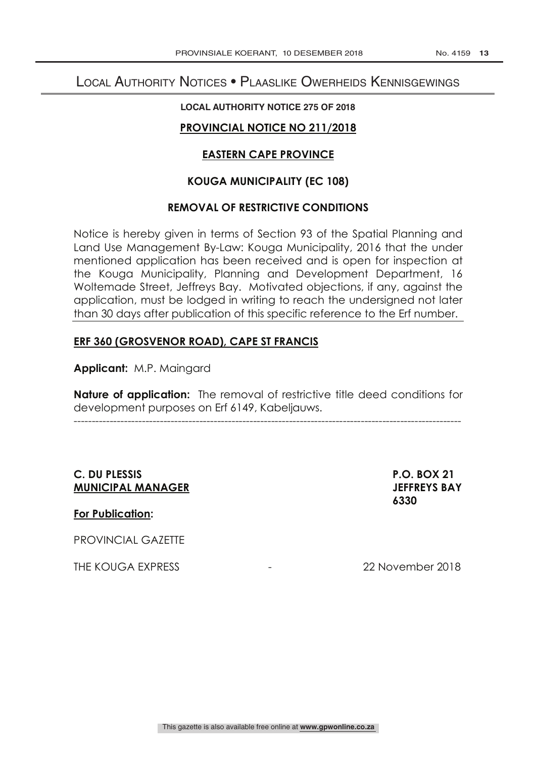# Local Authority Notices • Plaaslike Owerheids Kennisgewings

**LOCAL AUTHORITY NOTICE 275 OF 2018**

**PROVINCIAL NOTICE NO 211/2018**

**EASTERN CAPE PROVINCE**

**KOUGA MUNICIPALITY (EC 108)**

**REMOVAL OF RESTRICTIVE CONDITIONS**

Notice is hereby given in terms of Section 93 of the Spatial Planning and Land Use Management By-Law: Kouga Municipality, 2016 that the under mentioned application has been received and is open for inspection at the Kouga Municipality, Planning and Development Department, 16 Woltemade Street, Jeffreys Bay. Motivated objections, if any, against the application, must be lodged in writing to reach the undersigned not later than 30 days after publication of this specific reference to the Erf number.

**ERF 360 (GROSVENOR ROAD), CAPE ST FRANCIS**

**Applicant:** M.P. Maingard

**Nature of application:** The removal of restrictive title deed conditions for development purposes on Erf 6149, Kabeljauws.

---

**C. DU PLESSIS**
**MUNICIPAL MANAGER**

**P.O. BOX 21**
**JEFFREYS BAY**
**6330**

**For Publication:**

PROVINCIAL GAZETTE

THE KOUGA EXPRESS - 22 November 2018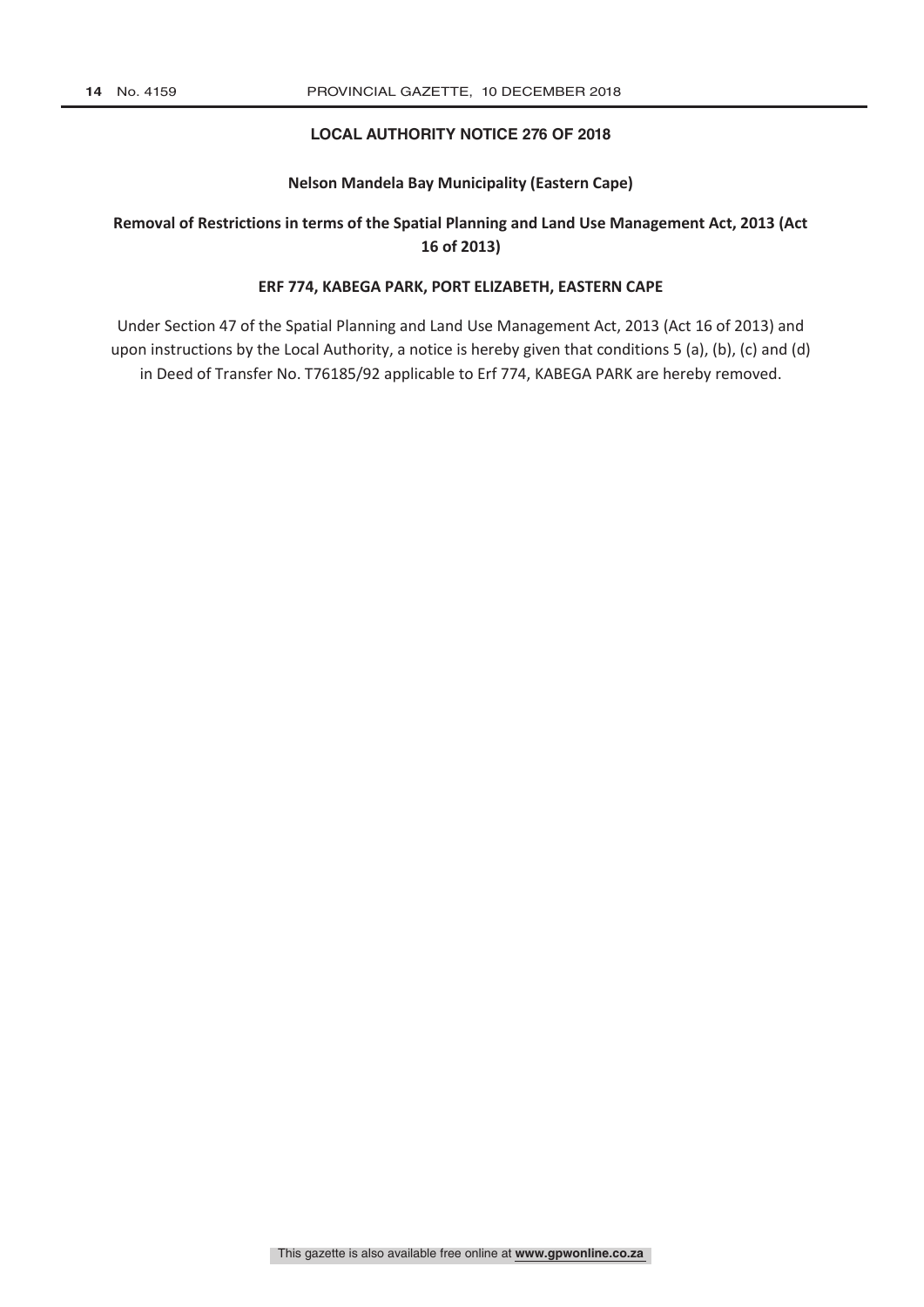## LOCAL AUTHORITY NOTICE 276 OF 2018

**Nelson Mandela Bay Municipality (Eastern Cape)**

**Removal of Restrictions in terms of the Spatial Planning and Land Use Management Act, 2013 (Act 16 of 2013)**

**ERF 774, KABEGA PARK, PORT ELIZABETH, EASTERN CAPE**

Under Section 47 of the Spatial Planning and Land Use Management Act, 2013 (Act 16 of 2013) and upon instructions by the Local Authority, a notice is hereby given that conditions 5 (a), (b), (c) and (d) in Deed of Transfer No. T76185/92 applicable to Erf 774, KABEGA PARK are hereby removed.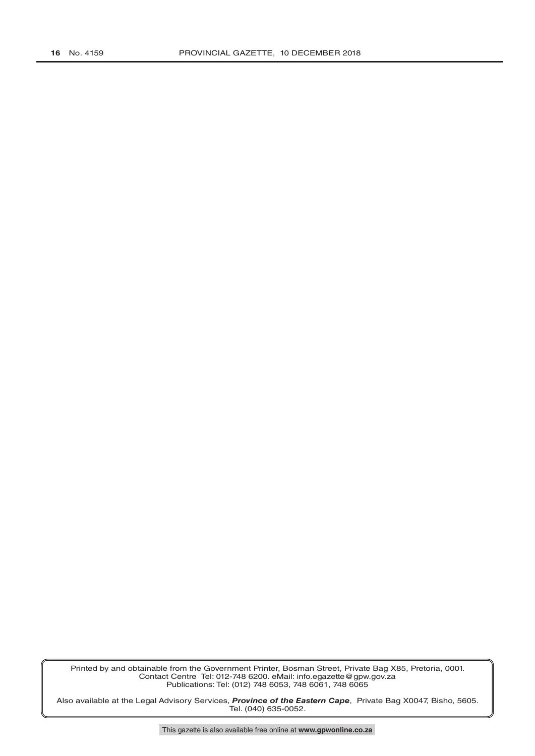Printed by and obtainable from the Government Printer, Bosman Street, Private Bag X85, Pretoria, 0001.
Contact Centre Tel: 012-748 6200. eMail: info.egazette@gpw.gov.za
Publications: Tel: (012) 748 6053, 748 6061, 748 6065

Also available at the Legal Advisory Services, ***Province of the Eastern Cape***, Private Bag X0047, Bisho, 5605.
Tel. (040) 635-0052.

This gazette is also available free online at **www.gpwonline.co.za**